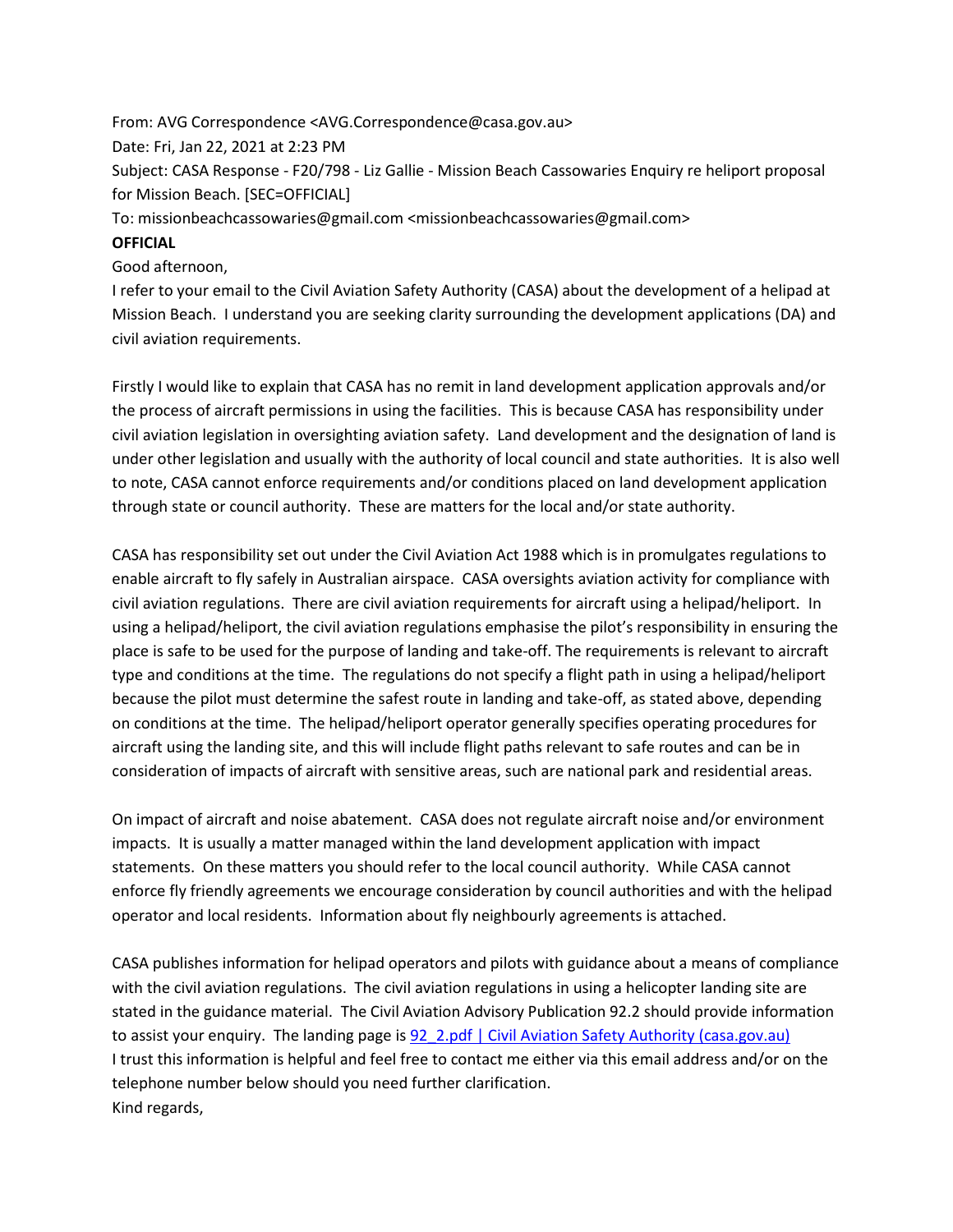From: AVG Correspondence <AVG.Correspondence@casa.gov.au>

Date: Fri, Jan 22, 2021 at 2:23 PM

Subject: CASA Response - F20/798 - Liz Gallie - Mission Beach Cassowaries Enquiry re heliport proposal for Mission Beach. [SEC=OFFICIAL]

To: missionbeachcassowaries@gmail.com <missionbeachcassowaries@gmail.com>

**OFFICIAL**

Good afternoon,

I refer to your email to the Civil Aviation Safety Authority (CASA) about the development of a helipad at Mission Beach. I understand you are seeking clarity surrounding the development applications (DA) and civil aviation requirements.

Firstly I would like to explain that CASA has no remit in land development application approvals and/or the process of aircraft permissions in using the facilities. This is because CASA has responsibility under civil aviation legislation in oversighting aviation safety. Land development and the designation of land is under other legislation and usually with the authority of local council and state authorities. It is also well to note, CASA cannot enforce requirements and/or conditions placed on land development application through state or council authority. These are matters for the local and/or state authority.

CASA has responsibility set out under the Civil Aviation Act 1988 which is in promulgates regulations to enable aircraft to fly safely in Australian airspace. CASA oversights aviation activity for compliance with civil aviation regulations. There are civil aviation requirements for aircraft using a helipad/heliport. In using a helipad/heliport, the civil aviation regulations emphasise the pilot's responsibility in ensuring the place is safe to be used for the purpose of landing and take-off. The requirements is relevant to aircraft type and conditions at the time. The regulations do not specify a flight path in using a helipad/heliport because the pilot must determine the safest route in landing and take-off, as stated above, depending on conditions at the time. The helipad/heliport operator generally specifies operating procedures for aircraft using the landing site, and this will include flight paths relevant to safe routes and can be in consideration of impacts of aircraft with sensitive areas, such are national park and residential areas.

On impact of aircraft and noise abatement. CASA does not regulate aircraft noise and/or environment impacts. It is usually a matter managed within the land development application with impact statements. On these matters you should refer to the local council authority. While CASA cannot enforce fly friendly agreements we encourage consideration by council authorities and with the helipad operator and local residents. Information about fly neighbourly agreements is attached.

CASA publishes information for helipad operators and pilots with guidance about a means of compliance with the civil aviation regulations. The civil aviation regulations in using a helicopter landing site are stated in the guidance material. The Civil Aviation Advisory Publication 92.2 should provide information to assist your enquiry. The landing page is [92_2.pdf | Civil Aviation Safety Authority (casa.gov.au)]

I trust this information is helpful and feel free to contact me either via this email address and/or on the telephone number below should you need further clarification.

Kind regards,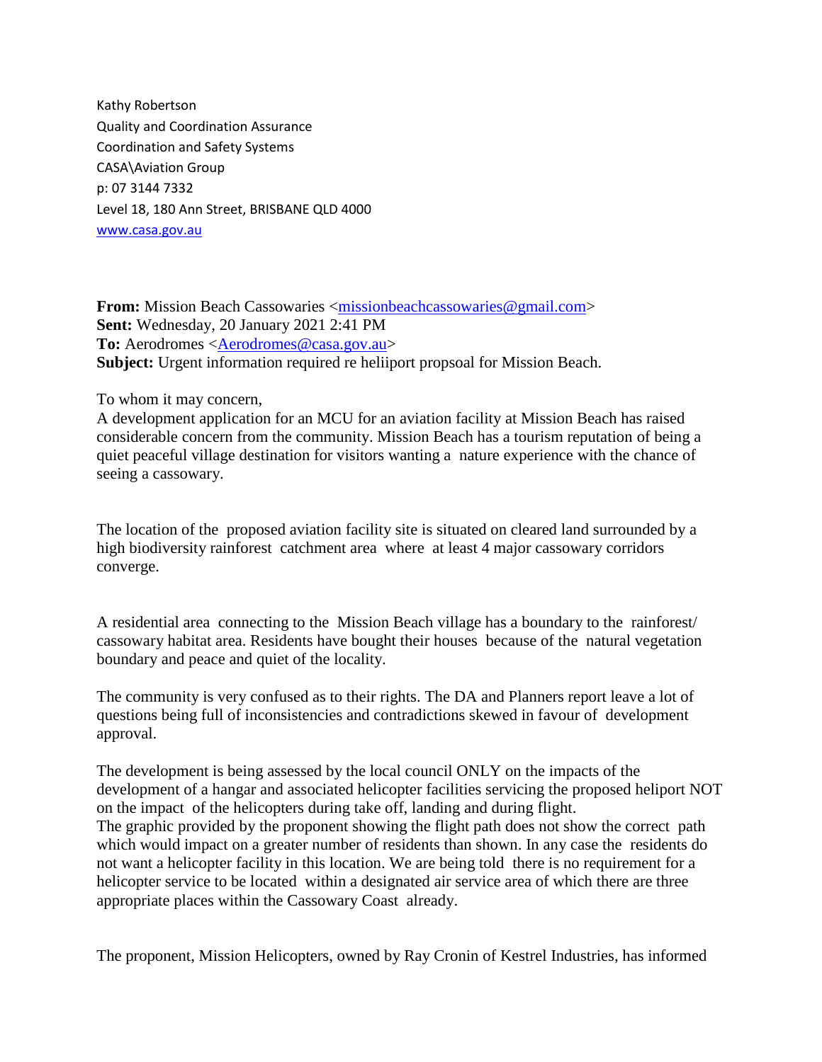Kathy Robertson
Quality and Coordination Assurance
Coordination and Safety Systems
CASA\Aviation Group
p: 07 3144 7332
Level 18, 180 Ann Street, BRISBANE QLD 4000
[www.casa.gov.au](http://www.casa.gov.au)

**From:** Mission Beach Cassowaries <missionbeachcassowaries@gmail.com>
**Sent:** Wednesday, 20 January 2021 2:41 PM
**To:** Aerodromes <Aerodromes@casa.gov.au>
**Subject:** Urgent information required re heliiport propsoal for Mission Beach.

To whom it may concern,
A development application for an MCU for an aviation facility at Mission Beach has raised considerable concern from the community. Mission Beach has a tourism reputation of being a quiet peaceful village destination for visitors wanting a nature experience with the chance of seeing a cassowary.

The location of the proposed aviation facility site is situated on cleared land surrounded by a high biodiversity rainforest catchment area where at least 4 major cassowary corridors converge.

A residential area connecting to the Mission Beach village has a boundary to the rainforest/ cassowary habitat area. Residents have bought their houses because of the natural vegetation boundary and peace and quiet of the locality.

The community is very confused as to their rights. The DA and Planners report leave a lot of questions being full of inconsistencies and contradictions skewed in favour of development approval.

The development is being assessed by the local council ONLY on the impacts of the development of a hangar and associated helicopter facilities servicing the proposed heliport NOT on the impact of the helicopters during take off, landing and during flight.
The graphic provided by the proponent showing the flight path does not show the correct path which would impact on a greater number of residents than shown. In any case the residents do not want a helicopter facility in this location. We are being told there is no requirement for a helicopter service to be located within a designated air service area of which there are three appropriate places within the Cassowary Coast already.

The proponent, Mission Helicopters, owned by Ray Cronin of Kestrel Industries, has informed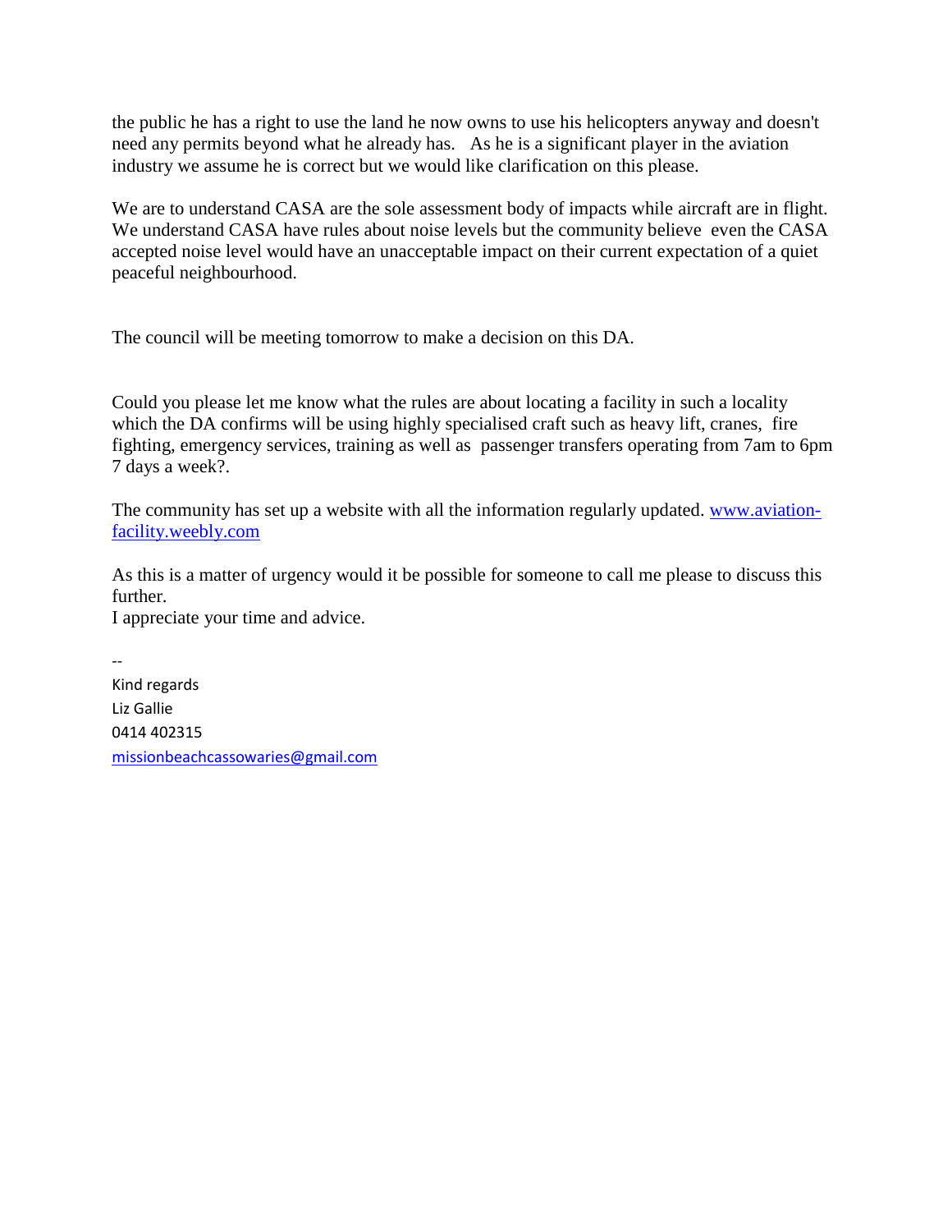the public he has a right to use the land he now owns to use his helicopters anyway and doesn't need any permits beyond what he already has. As he is a significant player in the aviation industry we assume he is correct but we would like clarification on this please.

We are to understand CASA are the sole assessment body of impacts while aircraft are in flight. We understand CASA have rules about noise levels but the community believe even the CASA accepted noise level would have an unacceptable impact on their current expectation of a quiet peaceful neighbourhood.

The council will be meeting tomorrow to make a decision on this DA.

Could you please let me know what the rules are about locating a facility in such a locality which the DA confirms will be using highly specialised craft such as heavy lift, cranes, fire fighting, emergency services, training as well as passenger transfers operating from 7am to 6pm 7 days a week?.

The community has set up a website with all the information regularly updated. [www.aviation-facility.weebly.com](http://www.aviation-facility.weebly.com)

As this is a matter of urgency would it be possible for someone to call me please to discuss this further.

I appreciate your time and advice.

--

Kind regards

Liz Gallie

0414 402315

[missionbeachcassowaries@gmail.com](mailto:missionbeachcassowaries@gmail.com)